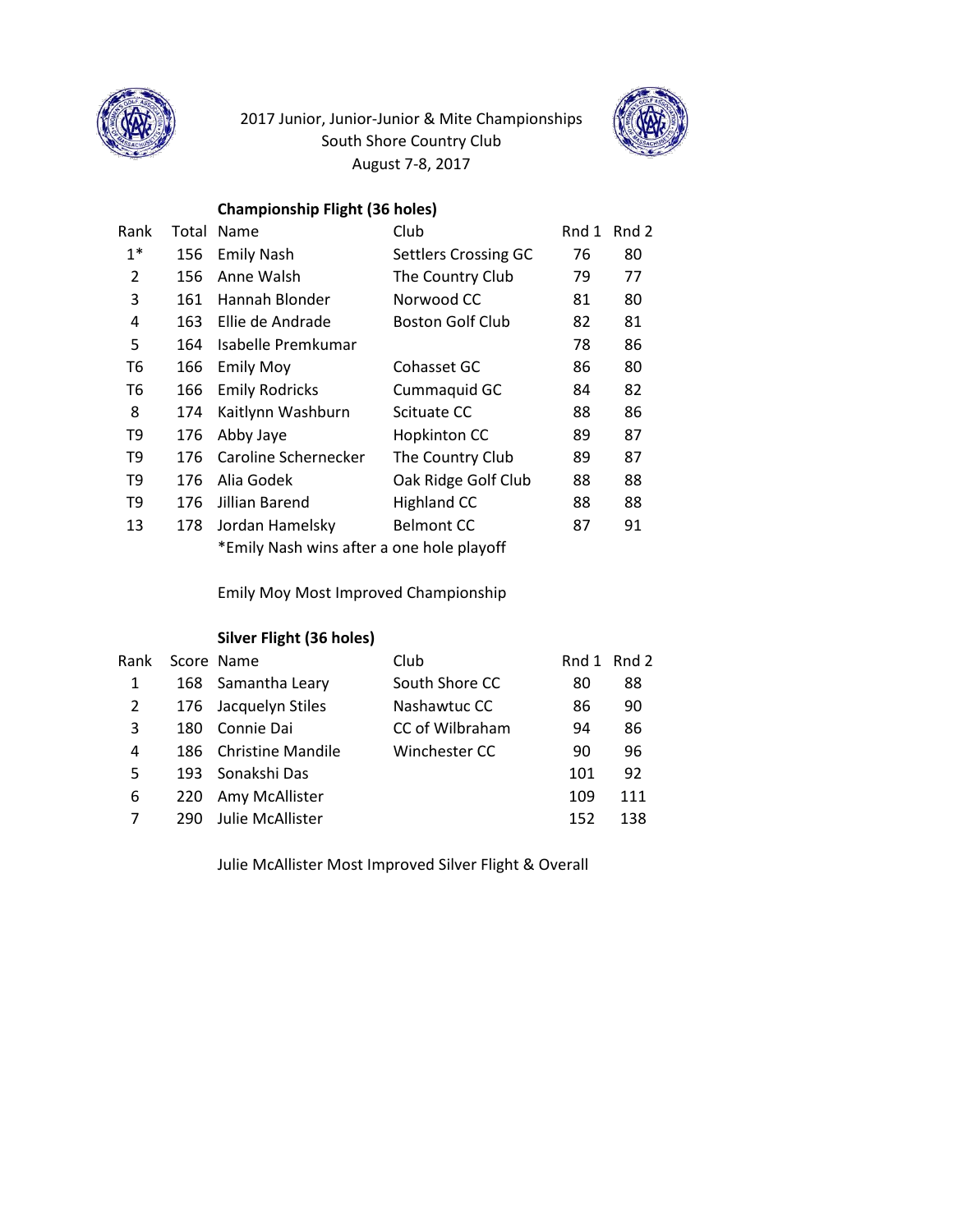# 2017 Junior, Junior-Junior & Mite Championships

South Shore Country Club

August 7-8, 2017

## Championship Flight (36 holes)

| Rank | Total | Name | Club | Rnd 1 | Rnd 2 |
|---|---|---|---|---|---|
| 1* | 156 | Emily Nash | Settlers Crossing GC | 76 | 80 |
| 2 | 156 | Anne Walsh | The Country Club | 79 | 77 |
| 3 | 161 | Hannah Blonder | Norwood CC | 81 | 80 |
| 4 | 163 | Ellie de Andrade | Boston Golf Club | 82 | 81 |
| 5 | 164 | Isabelle Premkumar | | 78 | 86 |
| T6 | 166 | Emily Moy | Cohasset GC | 86 | 80 |
| T6 | 166 | Emily Rodricks | Cummaquid GC | 84 | 82 |
| 8 | 174 | Kaitlynn Washburn | Scituate CC | 88 | 86 |
| T9 | 176 | Abby Jaye | Hopkinton CC | 89 | 87 |
| T9 | 176 | Caroline Schernecker | The Country Club | 89 | 87 |
| T9 | 176 | Alia Godek | Oak Ridge Golf Club | 88 | 88 |
| T9 | 176 | Jillian Barend | Highland CC | 88 | 88 |
| 13 | 178 | Jordan Hamelsky | Belmont CC | 87 | 91 |

*Emily Nash wins after a one hole playoff

Emily Moy Most Improved Championship

## Silver Flight (36 holes)

| Rank | Score | Name | Club | Rnd 1 | Rnd 2 |
|---|---|---|---|---|---|
| 1 | 168 | Samantha Leary | South Shore CC | 80 | 88 |
| 2 | 176 | Jacquelyn Stiles | Nashawtuc CC | 86 | 90 |
| 3 | 180 | Connie Dai | CC of Wilbraham | 94 | 86 |
| 4 | 186 | Christine Mandile | Winchester CC | 90 | 96 |
| 5 | 193 | Sonakshi Das | | 101 | 92 |
| 6 | 220 | Amy McAllister | | 109 | 111 |
| 7 | 290 | Julie McAllister | | 152 | 138 |

Julie McAllister Most Improved Silver Flight & Overall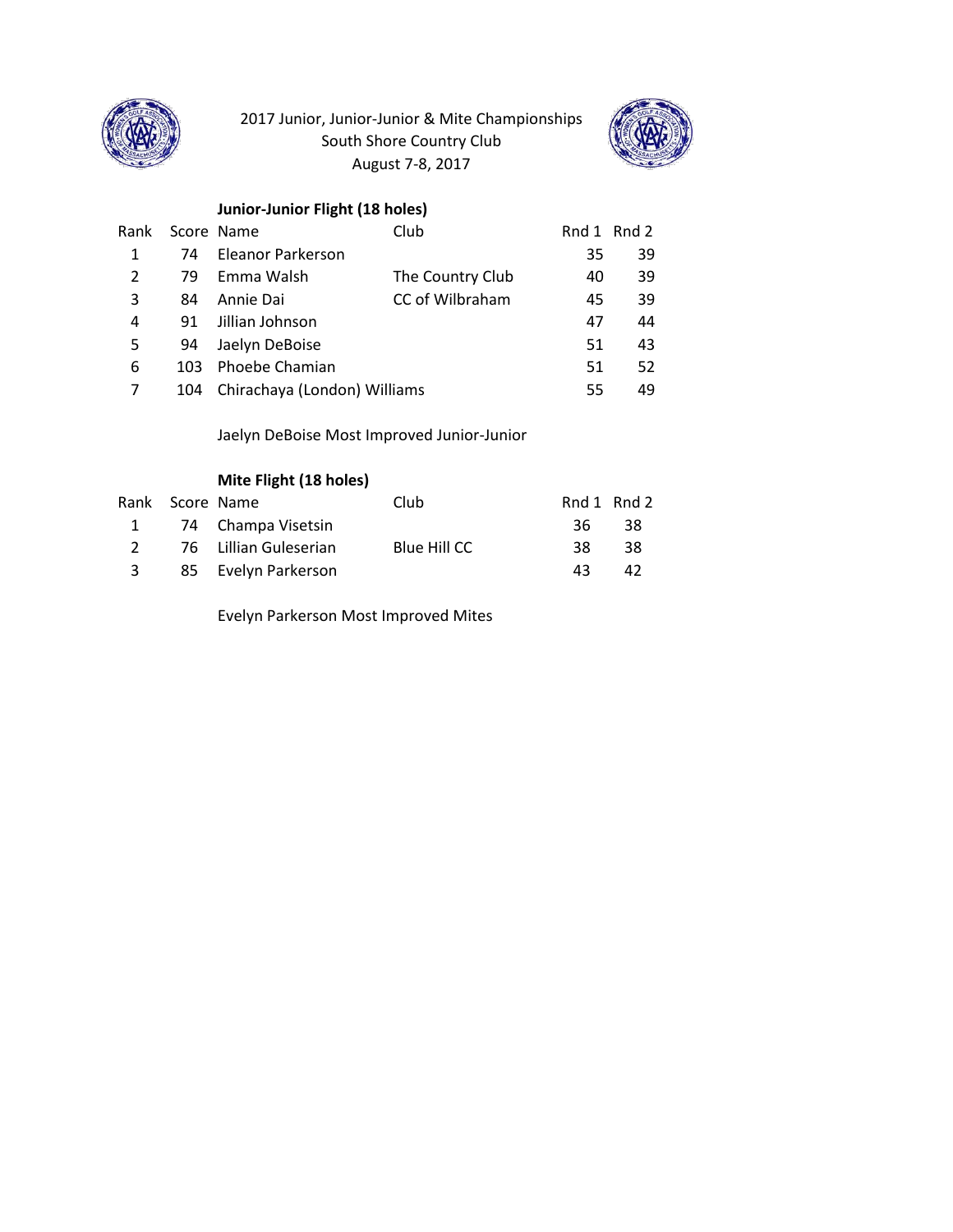2017 Junior, Junior-Junior & Mite Championships
South Shore Country Club
August 7-8, 2017

**Junior-Junior Flight (18 holes)**

| Rank | Score | Name | Club | Rnd 1 | Rnd 2 |
|---|---|---|---|---|---|
| 1 | 74 | Eleanor Parkerson | | 35 | 39 |
| 2 | 79 | Emma Walsh | The Country Club | 40 | 39 |
| 3 | 84 | Annie Dai | CC of Wilbraham | 45 | 39 |
| 4 | 91 | Jillian Johnson | | 47 | 44 |
| 5 | 94 | Jaelyn DeBoise | | 51 | 43 |
| 6 | 103 | Phoebe Chamian | | 51 | 52 |
| 7 | 104 | Chirachaya (London) Williams | | 55 | 49 |

Jaelyn DeBoise Most Improved Junior-Junior

**Mite Flight (18 holes)**

| Rank | Score | Name | Club | Rnd 1 | Rnd 2 |
|---|---|---|---|---|---|
| 1 | 74 | Champa Visetsin | | 36 | 38 |
| 2 | 76 | Lillian Guleserian | Blue Hill CC | 38 | 38 |
| 3 | 85 | Evelyn Parkerson | | 43 | 42 |

Evelyn Parkerson Most Improved Mites